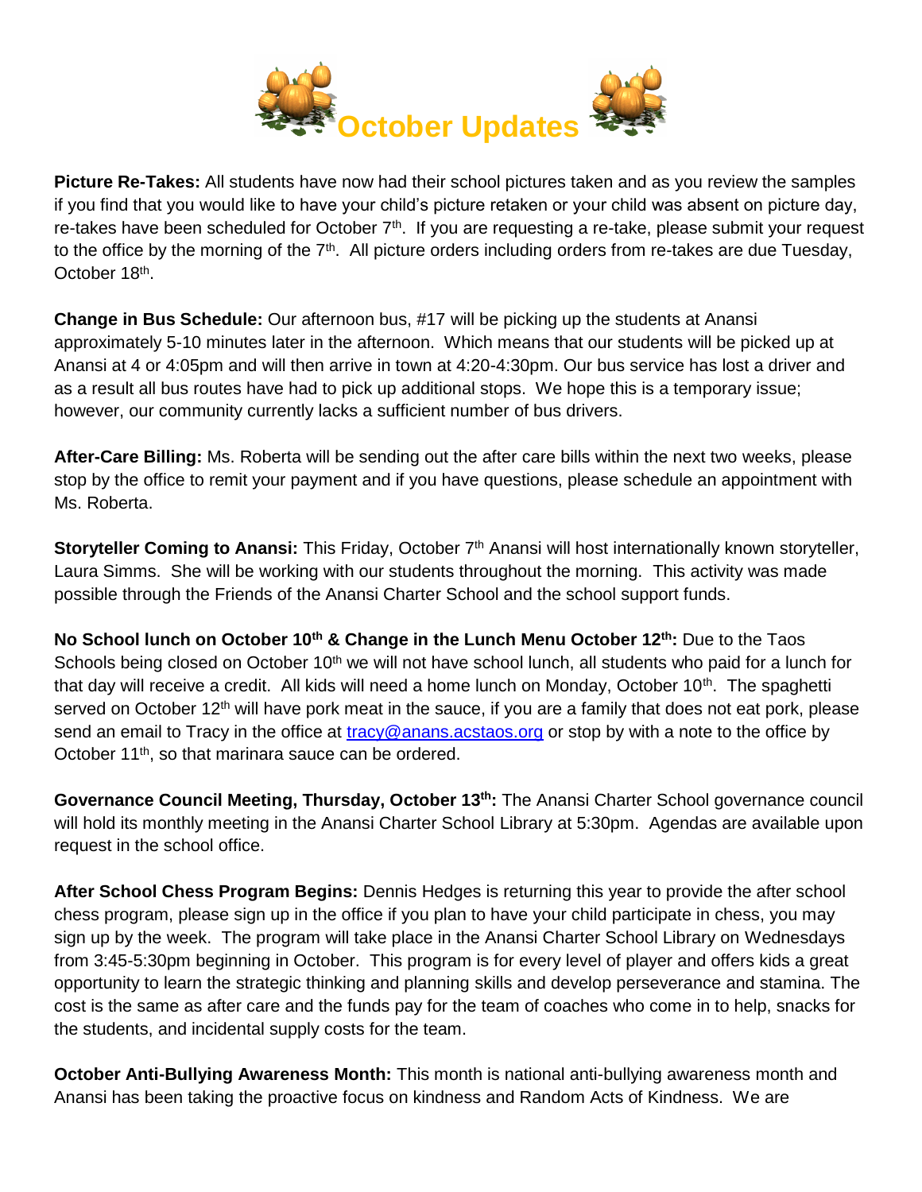# October Updates

**Picture Re-Takes:** All students have now had their school pictures taken and as you review the samples if you find that you would like to have your child's picture retaken or your child was absent on picture day, re-takes have been scheduled for October 7th. If you are requesting a re-take, please submit your request to the office by the morning of the 7th. All picture orders including orders from re-takes are due Tuesday, October 18th.

**Change in Bus Schedule:** Our afternoon bus, #17 will be picking up the students at Anansi approximately 5-10 minutes later in the afternoon. Which means that our students will be picked up at Anansi at 4 or 4:05pm and will then arrive in town at 4:20-4:30pm. Our bus service has lost a driver and as a result all bus routes have had to pick up additional stops. We hope this is a temporary issue; however, our community currently lacks a sufficient number of bus drivers.

**After-Care Billing:** Ms. Roberta will be sending out the after care bills within the next two weeks, please stop by the office to remit your payment and if you have questions, please schedule an appointment with Ms. Roberta.

**Storyteller Coming to Anansi:** This Friday, October 7th Anansi will host internationally known storyteller, Laura Simms. She will be working with our students throughout the morning. This activity was made possible through the Friends of the Anansi Charter School and the school support funds.

**No School lunch on October 10th & Change in the Lunch Menu October 12th:** Due to the Taos Schools being closed on October 10th we will not have school lunch, all students who paid for a lunch for that day will receive a credit. All kids will need a home lunch on Monday, October 10th. The spaghetti served on October 12th will have pork meat in the sauce, if you are a family that does not eat pork, please send an email to Tracy in the office at tracy@anans.acstaos.org or stop by with a note to the office by October 11th, so that marinara sauce can be ordered.

**Governance Council Meeting, Thursday, October 13th:** The Anansi Charter School governance council will hold its monthly meeting in the Anansi Charter School Library at 5:30pm. Agendas are available upon request in the school office.

**After School Chess Program Begins:** Dennis Hedges is returning this year to provide the after school chess program, please sign up in the office if you plan to have your child participate in chess, you may sign up by the week. The program will take place in the Anansi Charter School Library on Wednesdays from 3:45-5:30pm beginning in October. This program is for every level of player and offers kids a great opportunity to learn the strategic thinking and planning skills and develop perseverance and stamina. The cost is the same as after care and the funds pay for the team of coaches who come in to help, snacks for the students, and incidental supply costs for the team.

**October Anti-Bullying Awareness Month:** This month is national anti-bullying awareness month and Anansi has been taking the proactive focus on kindness and Random Acts of Kindness. We are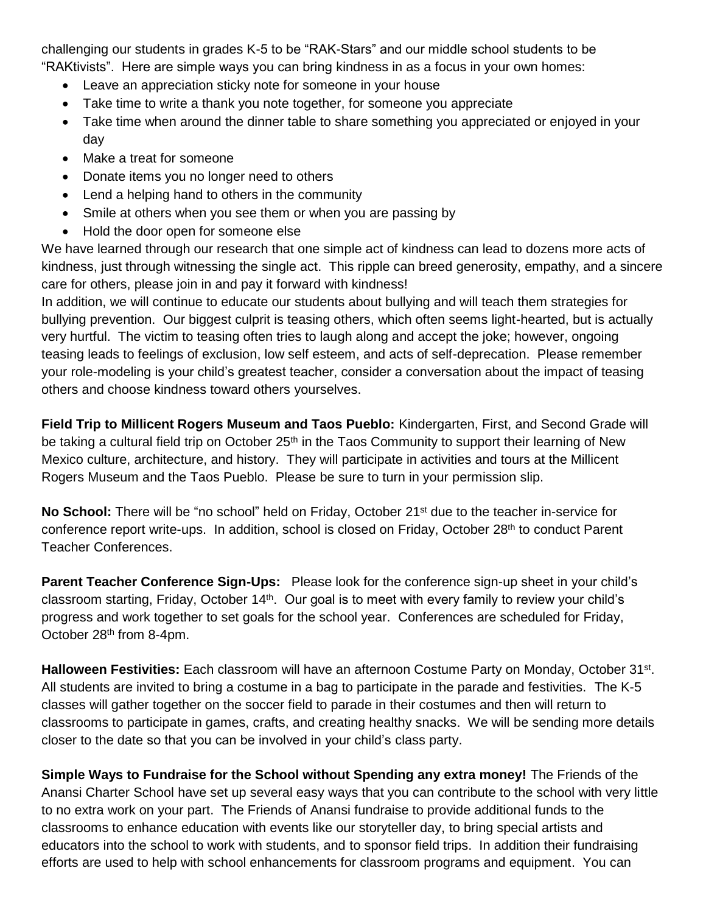challenging our students in grades K-5 to be "RAK-Stars" and our middle school students to be "RAKtivists". Here are simple ways you can bring kindness in as a focus in your own homes:

- Leave an appreciation sticky note for someone in your house
- Take time to write a thank you note together, for someone you appreciate
- Take time when around the dinner table to share something you appreciated or enjoyed in your day
- Make a treat for someone
- Donate items you no longer need to others
- Lend a helping hand to others in the community
- Smile at others when you see them or when you are passing by
- Hold the door open for someone else

We have learned through our research that one simple act of kindness can lead to dozens more acts of kindness, just through witnessing the single act. This ripple can breed generosity, empathy, and a sincere care for others, please join in and pay it forward with kindness!

In addition, we will continue to educate our students about bullying and will teach them strategies for bullying prevention. Our biggest culprit is teasing others, which often seems light-hearted, but is actually very hurtful. The victim to teasing often tries to laugh along and accept the joke; however, ongoing teasing leads to feelings of exclusion, low self esteem, and acts of self-deprecation. Please remember your role-modeling is your child's greatest teacher, consider a conversation about the impact of teasing others and choose kindness toward others yourselves.

**Field Trip to Millicent Rogers Museum and Taos Pueblo:** Kindergarten, First, and Second Grade will be taking a cultural field trip on October 25th in the Taos Community to support their learning of New Mexico culture, architecture, and history. They will participate in activities and tours at the Millicent Rogers Museum and the Taos Pueblo. Please be sure to turn in your permission slip.

**No School:** There will be "no school" held on Friday, October 21st due to the teacher in-service for conference report write-ups. In addition, school is closed on Friday, October 28th to conduct Parent Teacher Conferences.

**Parent Teacher Conference Sign-Ups:** Please look for the conference sign-up sheet in your child's classroom starting, Friday, October 14th. Our goal is to meet with every family to review your child's progress and work together to set goals for the school year. Conferences are scheduled for Friday, October 28th from 8-4pm.

**Halloween Festivities:** Each classroom will have an afternoon Costume Party on Monday, October 31st. All students are invited to bring a costume in a bag to participate in the parade and festivities. The K-5 classes will gather together on the soccer field to parade in their costumes and then will return to classrooms to participate in games, crafts, and creating healthy snacks. We will be sending more details closer to the date so that you can be involved in your child's class party.

**Simple Ways to Fundraise for the School without Spending any extra money!** The Friends of the Anansi Charter School have set up several easy ways that you can contribute to the school with very little to no extra work on your part. The Friends of Anansi fundraise to provide additional funds to the classrooms to enhance education with events like our storyteller day, to bring special artists and educators into the school to work with students, and to sponsor field trips. In addition their fundraising efforts are used to help with school enhancements for classroom programs and equipment. You can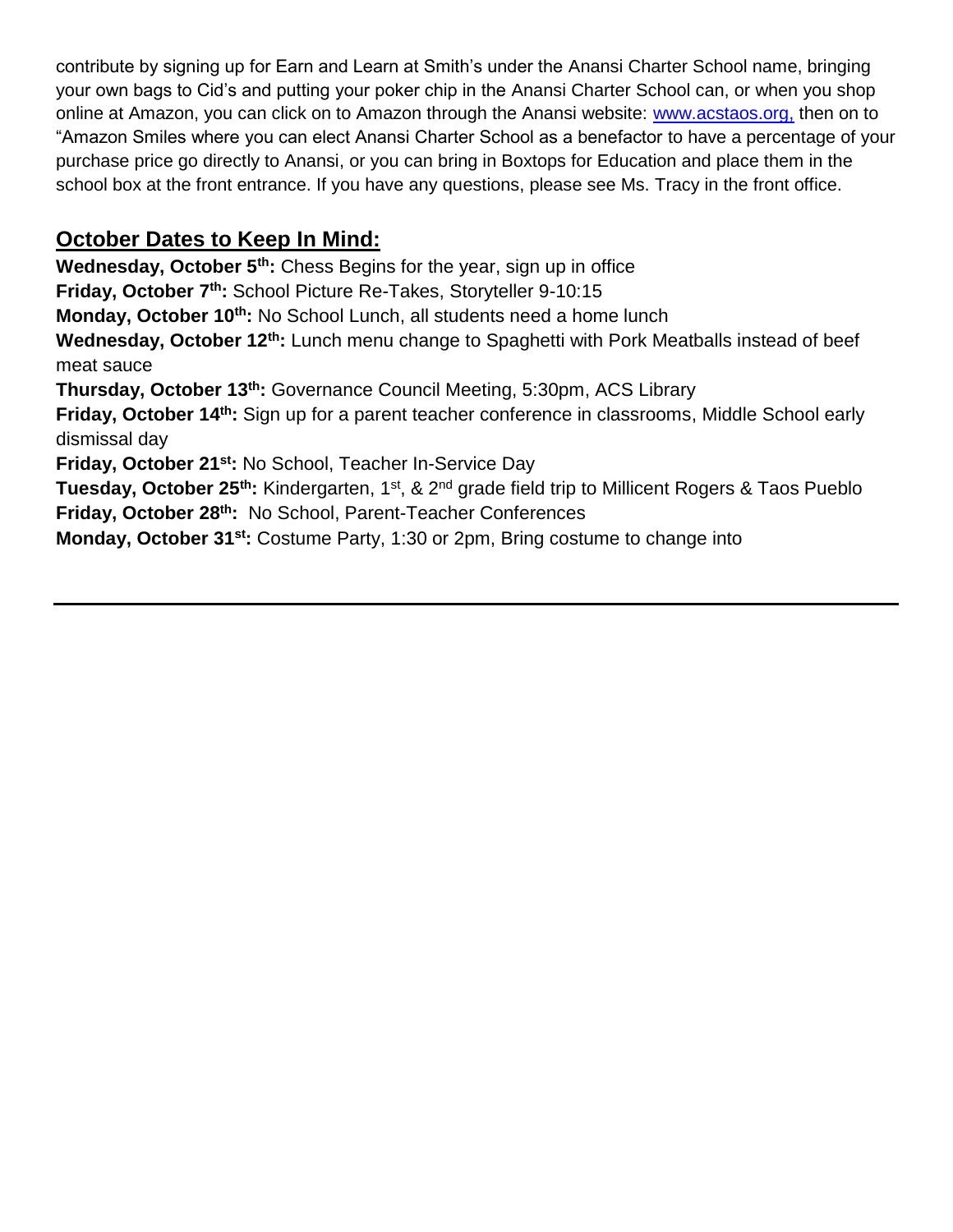contribute by signing up for Earn and Learn at Smith's under the Anansi Charter School name, bringing your own bags to Cid's and putting your poker chip in the Anansi Charter School can, or when you shop online at Amazon, you can click on to Amazon through the Anansi website: [www.acstaos.org,](http://www.acstaos.org) then on to "Amazon Smiles where you can elect Anansi Charter School as a benefactor to have a percentage of your purchase price go directly to Anansi, or you can bring in Boxtops for Education and place them in the school box at the front entrance. If you have any questions, please see Ms. Tracy in the front office.

## October Dates to Keep In Mind:

**Wednesday, October 5th:** Chess Begins for the year, sign up in office
**Friday, October 7th:** School Picture Re-Takes, Storyteller 9-10:15
**Monday, October 10th:** No School Lunch, all students need a home lunch
**Wednesday, October 12th:** Lunch menu change to Spaghetti with Pork Meatballs instead of beef meat sauce
**Thursday, October 13th:** Governance Council Meeting, 5:30pm, ACS Library
**Friday, October 14th:** Sign up for a parent teacher conference in classrooms, Middle School early dismissal day
**Friday, October 21st:** No School, Teacher In-Service Day
**Tuesday, October 25th:** Kindergarten, 1st, & 2nd grade field trip to Millicent Rogers & Taos Pueblo
**Friday, October 28th:** No School, Parent-Teacher Conferences
**Monday, October 31st:** Costume Party, 1:30 or 2pm, Bring costume to change into

---